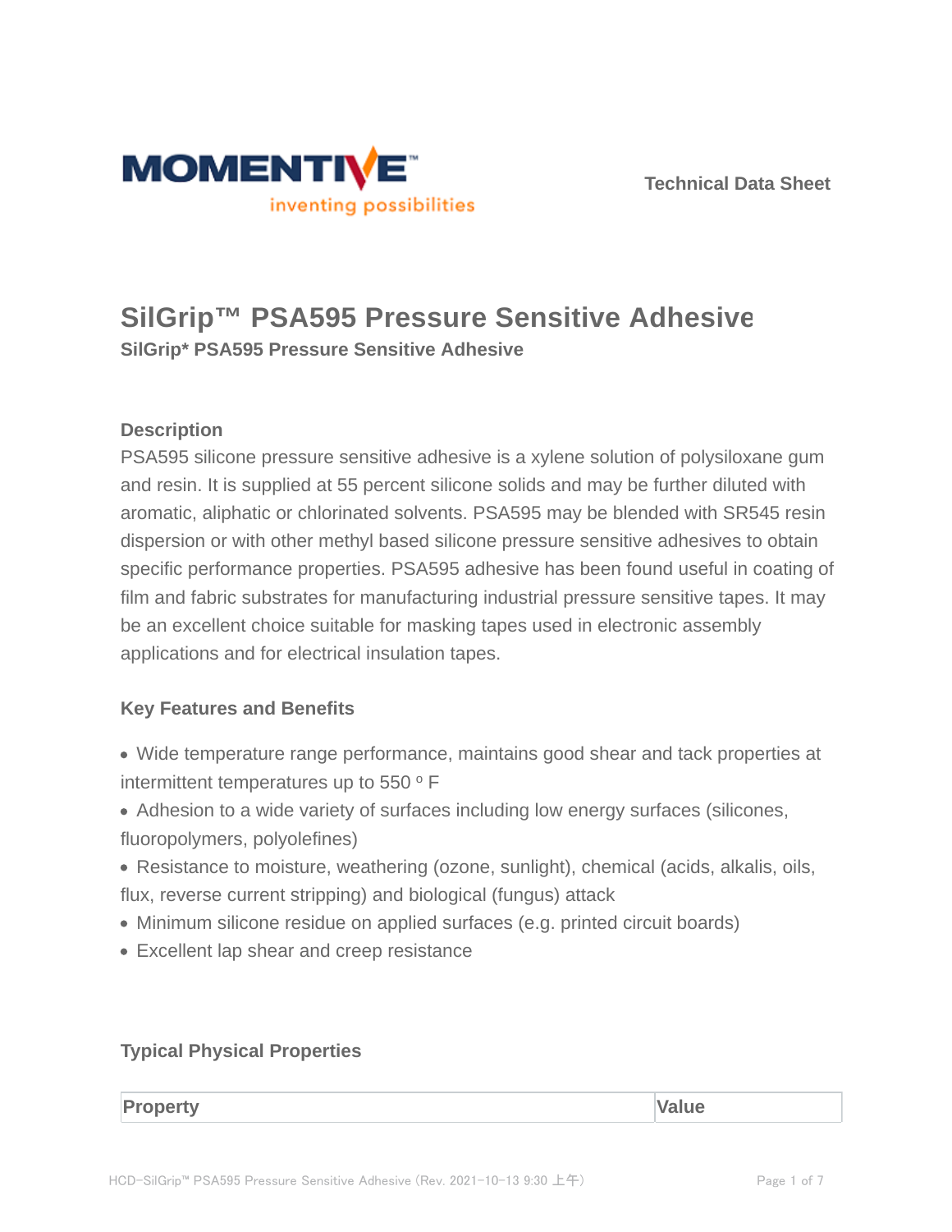Technical Data Sheet

# SilGrip™ PSA595 Pressure Sensitive Adhesive

**SilGrip* PSA595 Pressure Sensitive Adhesive**

## Description

PSA595 silicone pressure sensitive adhesive is a xylene solution of polysiloxane gum and resin. It is supplied at 55 percent silicone solids and may be further diluted with aromatic, aliphatic or chlorinated solvents. PSA595 may be blended with SR545 resin dispersion or with other methyl based silicone pressure sensitive adhesives to obtain specific performance properties. PSA595 adhesive has been found useful in coating of film and fabric substrates for manufacturing industrial pressure sensitive tapes. It may be an excellent choice suitable for masking tapes used in electronic assembly applications and for electrical insulation tapes.

## Key Features and Benefits

- Wide temperature range performance, maintains good shear and tack properties at intermittent temperatures up to 550 º F
- Adhesion to a wide variety of surfaces including low energy surfaces (silicones, fluoropolymers, polyolefines)
- Resistance to moisture, weathering (ozone, sunlight), chemical (acids, alkalis, oils, flux, reverse current stripping) and biological (fungus) attack
- Minimum silicone residue on applied surfaces (e.g. printed circuit boards)
- Excellent lap shear and creep resistance

## Typical Physical Properties

| Property | Value |
| --- | --- |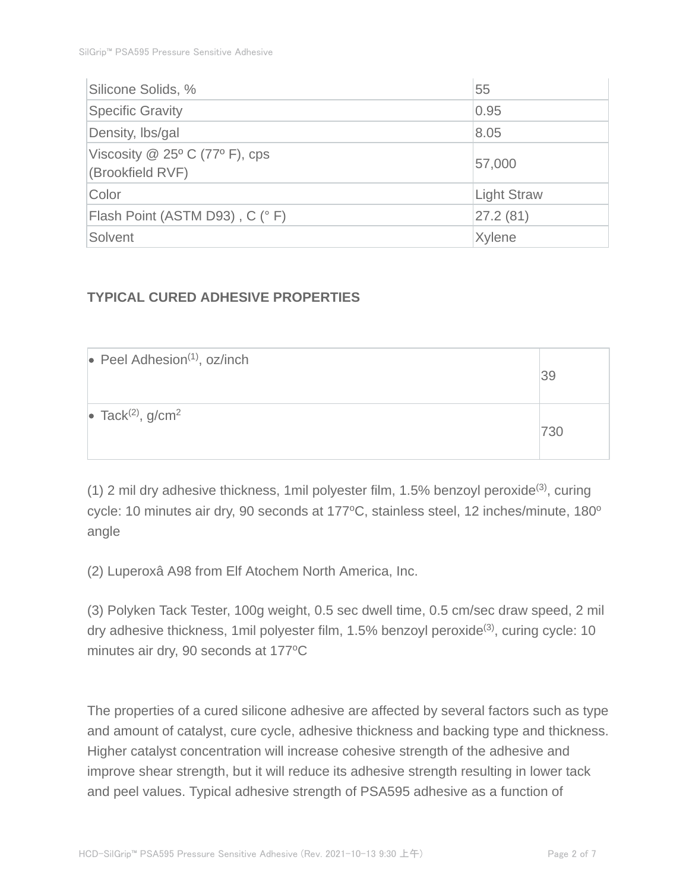| Silicone Solids, % | 55 |
| --- | --- |
| Specific Gravity | 0.95 |
| Density, lbs/gal | 8.05 |
| Viscosity @ 25º C (77º F), cps (Brookfield RVF) | 57,000 |
| Color | Light Straw |
| Flash Point (ASTM D93) , C (° F) | 27.2 (81) |
| Solvent | Xylene |

### TYPICAL CURED ADHESIVE PROPERTIES

| Property | Value |
| --- | --- |
| • Peel Adhesion[(1)], oz/inch | 39 |
| • Tack[(2)], $g/cm^2$ | 730 |

(1) 2 mil dry adhesive thickness, 1mil polyester film, 1.5% benzoyl peroxide[(3)], curing cycle: 10 minutes air dry, 90 seconds at 177ºC, stainless steel, 12 inches/minute, 180º angle

(2) Luperoxâ A98 from Elf Atochem North America, Inc.

(3) Polyken Tack Tester, 100g weight, 0.5 sec dwell time, 0.5 cm/sec draw speed, 2 mil dry adhesive thickness, 1mil polyester film, 1.5% benzoyl peroxide[(3)], curing cycle: 10 minutes air dry, 90 seconds at 177ºC

The properties of a cured silicone adhesive are affected by several factors such as type and amount of catalyst, cure cycle, adhesive thickness and backing type and thickness. Higher catalyst concentration will increase cohesive strength of the adhesive and improve shear strength, but it will reduce its adhesive strength resulting in lower tack and peel values. Typical adhesive strength of PSA595 adhesive as a function of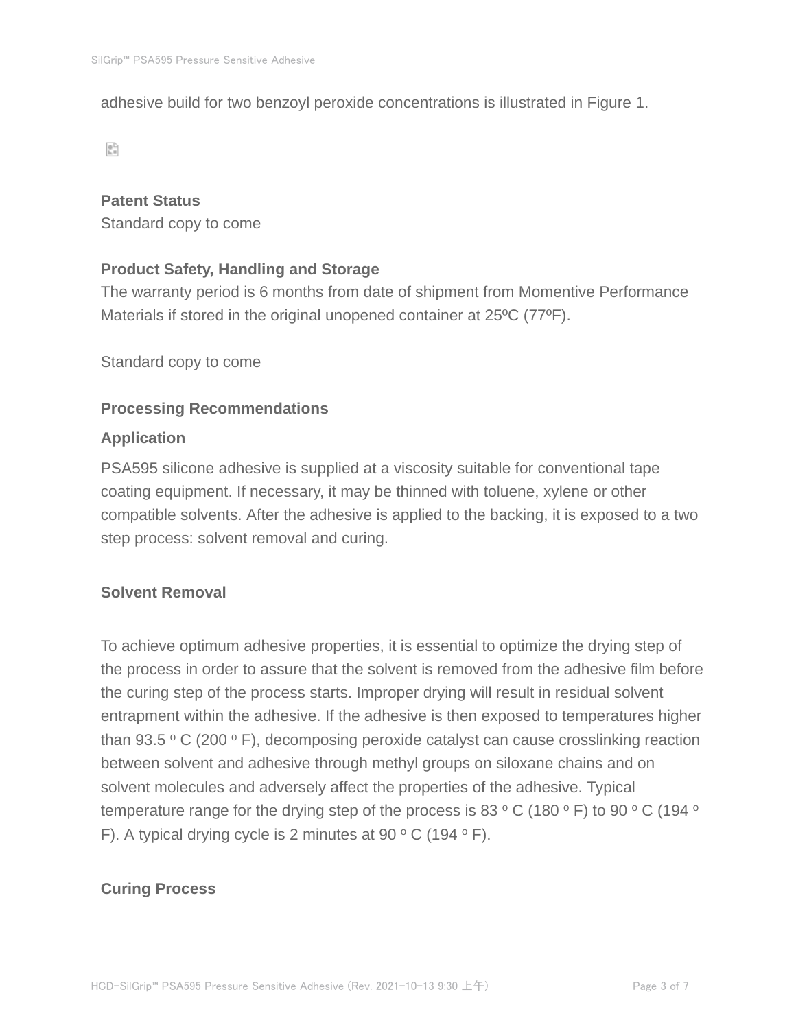adhesive build for two benzoyl peroxide concentrations is illustrated in Figure 1.

### Patent Status

Standard copy to come

### Product Safety, Handling and Storage

The warranty period is 6 months from date of shipment from Momentive Performance Materials if stored in the original unopened container at 25ºC (77ºF).

Standard copy to come

### Processing Recommendations

#### Application

PSA595 silicone adhesive is supplied at a viscosity suitable for conventional tape coating equipment. If necessary, it may be thinned with toluene, xylene or other compatible solvents. After the adhesive is applied to the backing, it is exposed to a two step process: solvent removal and curing.

#### Solvent Removal

To achieve optimum adhesive properties, it is essential to optimize the drying step of the process in order to assure that the solvent is removed from the adhesive film before the curing step of the process starts. Improper drying will result in residual solvent entrapment within the adhesive. If the adhesive is then exposed to temperatures higher than 93.5 º C (200 º F), decomposing peroxide catalyst can cause crosslinking reaction between solvent and adhesive through methyl groups on siloxane chains and on solvent molecules and adversely affect the properties of the adhesive. Typical temperature range for the drying step of the process is 83 º C (180 º F) to 90 º C (194 º F). A typical drying cycle is 2 minutes at 90 º C (194 º F).

#### Curing Process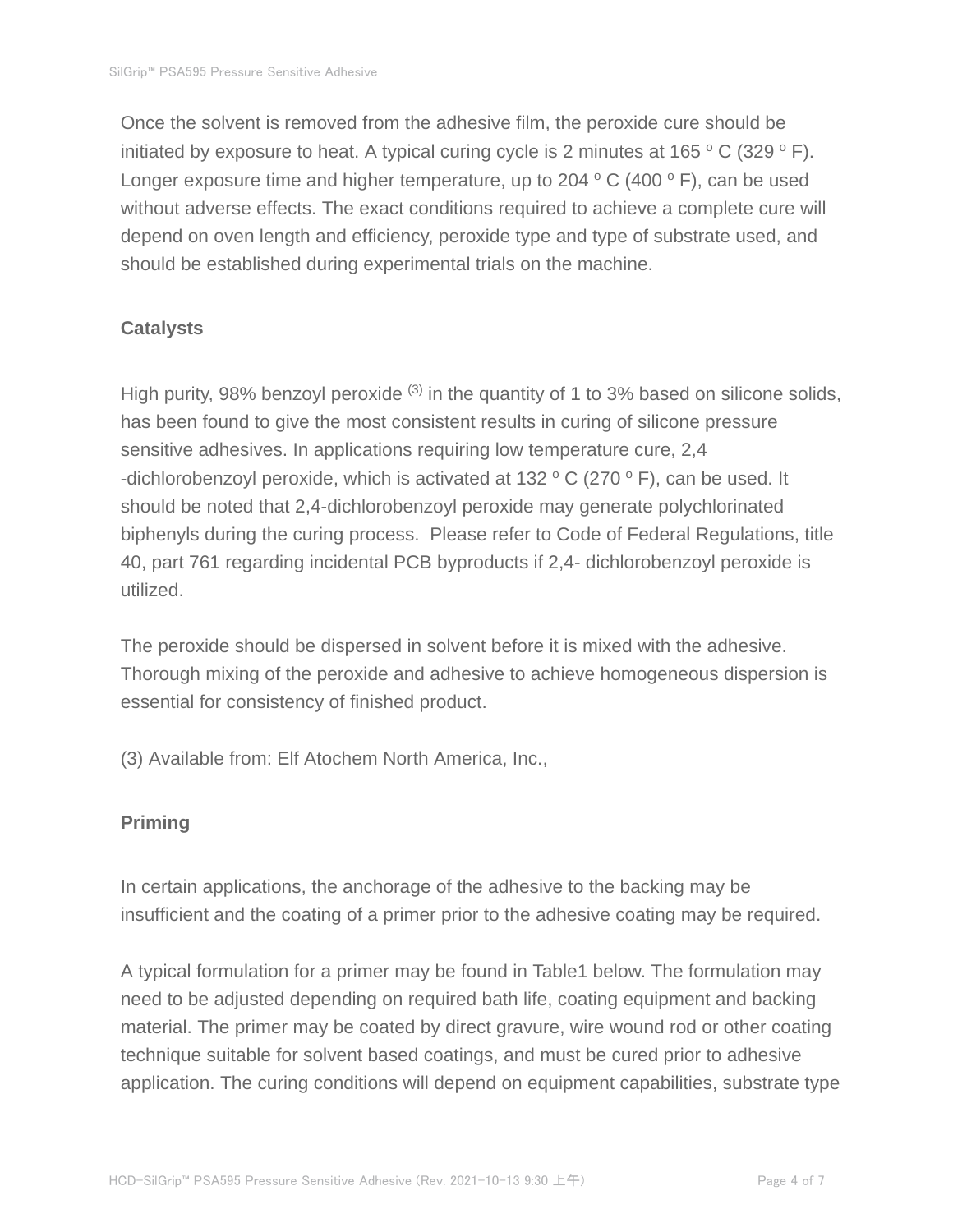Once the solvent is removed from the adhesive film, the peroxide cure should be initiated by exposure to heat. A typical curing cycle is 2 minutes at 165 º C (329 º F). Longer exposure time and higher temperature, up to 204 º C (400 º F), can be used without adverse effects. The exact conditions required to achieve a complete cure will depend on oven length and efficiency, peroxide type and type of substrate used, and should be established during experimental trials on the machine.

**Catalysts**

High purity, 98% benzoyl peroxide [3] in the quantity of 1 to 3% based on silicone solids, has been found to give the most consistent results in curing of silicone pressure sensitive adhesives. In applications requiring low temperature cure, 2,4 -dichlorobenzoyl peroxide, which is activated at 132 º C (270 º F), can be used. It should be noted that 2,4-dichlorobenzoyl peroxide may generate polychlorinated biphenyls during the curing process. Please refer to Code of Federal Regulations, title 40, part 761 regarding incidental PCB byproducts if 2,4- dichlorobenzoyl peroxide is utilized.

The peroxide should be dispersed in solvent before it is mixed with the adhesive. Thorough mixing of the peroxide and adhesive to achieve homogeneous dispersion is essential for consistency of finished product.

(3) Available from: Elf Atochem North America, Inc.,

**Priming**

In certain applications, the anchorage of the adhesive to the backing may be insufficient and the coating of a primer prior to the adhesive coating may be required.

A typical formulation for a primer may be found in Table1 below. The formulation may need to be adjusted depending on required bath life, coating equipment and backing material. The primer may be coated by direct gravure, wire wound rod or other coating technique suitable for solvent based coatings, and must be cured prior to adhesive application. The curing conditions will depend on equipment capabilities, substrate type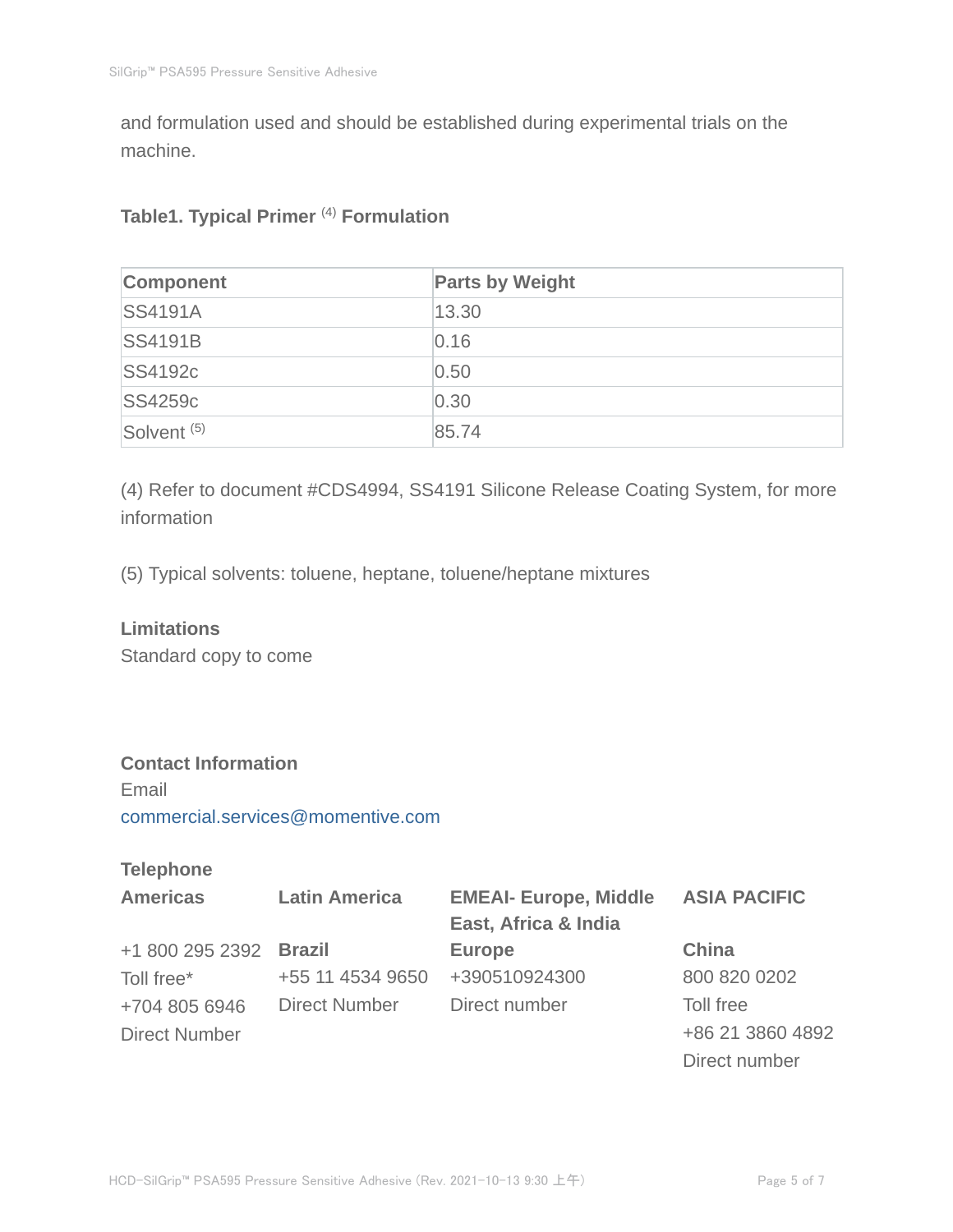and formulation used and should be established during experimental trials on the machine.

**Table1. Typical Primer [4] Formulation**

| Component | Parts by Weight |
|---|---|
| SS4191A | 13.30 |
| SS4191B | 0.16 |
| SS4192c | 0.50 |
| SS4259c | 0.30 |
| Solvent [5] | 85.74 |

(4) Refer to document #CDS4994, SS4191 Silicone Release Coating System, for more information

(5) Typical solvents: toluene, heptane, toluene/heptane mixtures

**Limitations**

Standard copy to come

**Contact Information**

Email

commercial.services@momentive.com

**Telephone**

**Americas**

+1 800 295 2392
Toll free*
+704 805 6946
Direct Number

**Latin America**

**Brazil**
+55 11 4534 9650
Direct Number

**EMEAI- Europe, Middle East, Africa & India**

**Europe**
+390510924300
Direct number

**ASIA PACIFIC**

**China**
800 820 0202
Toll free
+86 21 3860 4892
Direct number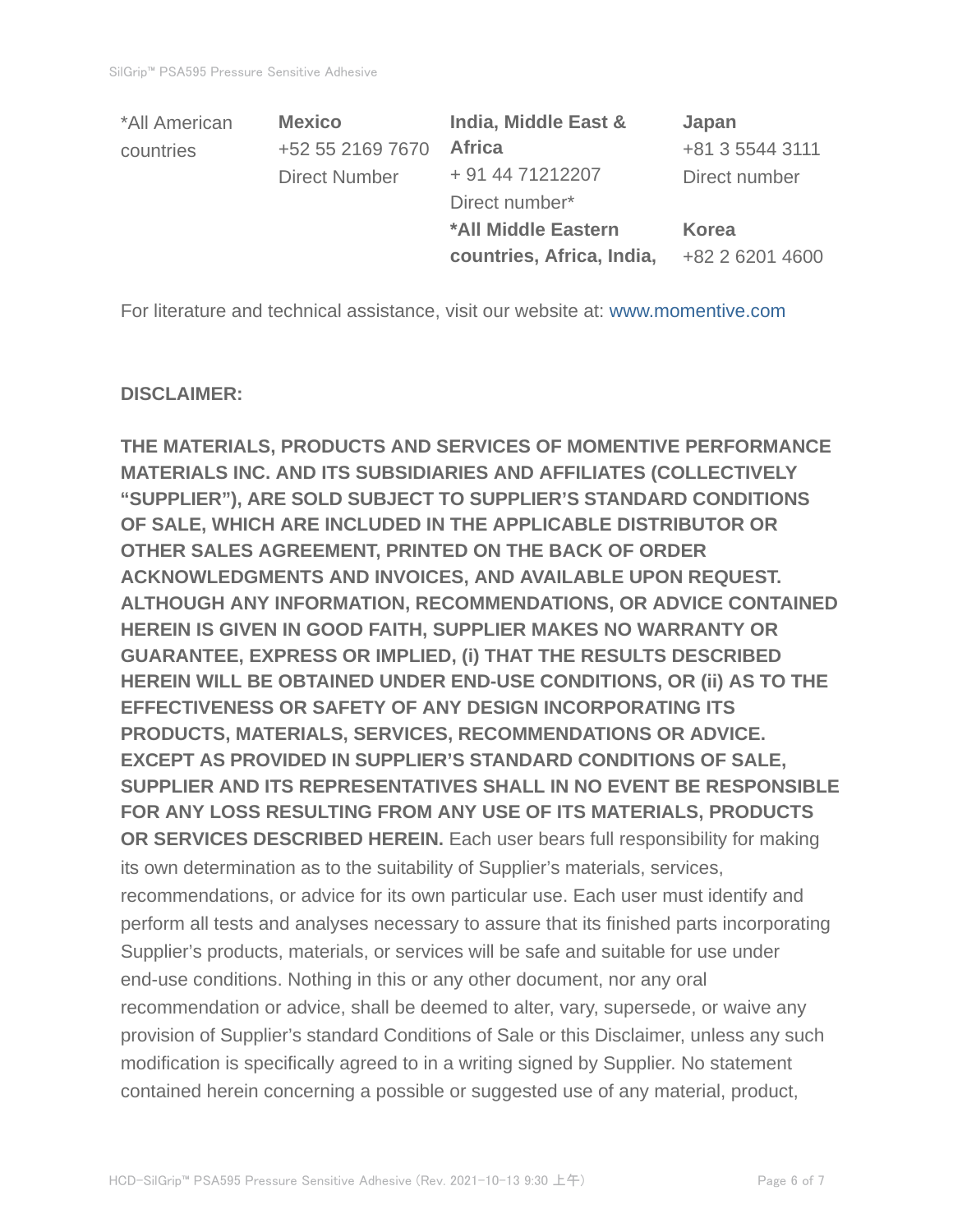| *All American countries | **Mexico** +52 55 2169 7670 Direct Number | **India, Middle East & Africa** + 91 44 71212207 Direct number* **\*All Middle Eastern countries, Africa, India,** | **Japan** +81 3 5544 3111 Direct number **Korea** +82 2 6201 4600 |
|---|---|---|---|

For literature and technical assistance, visit our website at: www.momentive.com

**DISCLAIMER:**

**THE MATERIALS, PRODUCTS AND SERVICES OF MOMENTIVE PERFORMANCE MATERIALS INC. AND ITS SUBSIDIARIES AND AFFILIATES (COLLECTIVELY "SUPPLIER"), ARE SOLD SUBJECT TO SUPPLIER'S STANDARD CONDITIONS OF SALE, WHICH ARE INCLUDED IN THE APPLICABLE DISTRIBUTOR OR OTHER SALES AGREEMENT, PRINTED ON THE BACK OF ORDER ACKNOWLEDGMENTS AND INVOICES, AND AVAILABLE UPON REQUEST. ALTHOUGH ANY INFORMATION, RECOMMENDATIONS, OR ADVICE CONTAINED HEREIN IS GIVEN IN GOOD FAITH, SUPPLIER MAKES NO WARRANTY OR GUARANTEE, EXPRESS OR IMPLIED, (i) THAT THE RESULTS DESCRIBED HEREIN WILL BE OBTAINED UNDER END-USE CONDITIONS, OR (ii) AS TO THE EFFECTIVENESS OR SAFETY OF ANY DESIGN INCORPORATING ITS PRODUCTS, MATERIALS, SERVICES, RECOMMENDATIONS OR ADVICE. EXCEPT AS PROVIDED IN SUPPLIER'S STANDARD CONDITIONS OF SALE, SUPPLIER AND ITS REPRESENTATIVES SHALL IN NO EVENT BE RESPONSIBLE FOR ANY LOSS RESULTING FROM ANY USE OF ITS MATERIALS, PRODUCTS OR SERVICES DESCRIBED HEREIN.** Each user bears full responsibility for making its own determination as to the suitability of Supplier's materials, services, recommendations, or advice for its own particular use. Each user must identify and perform all tests and analyses necessary to assure that its finished parts incorporating Supplier's products, materials, or services will be safe and suitable for use under end-use conditions. Nothing in this or any other document, nor any oral recommendation or advice, shall be deemed to alter, vary, supersede, or waive any provision of Supplier's standard Conditions of Sale or this Disclaimer, unless any such modification is specifically agreed to in a writing signed by Supplier. No statement contained herein concerning a possible or suggested use of any material, product,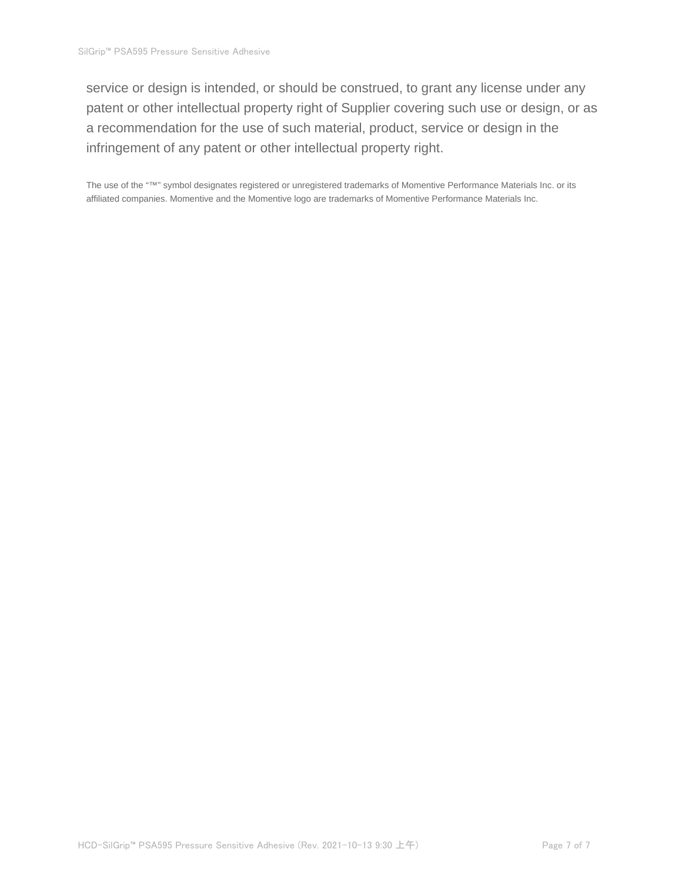service or design is intended, or should be construed, to grant any license under any patent or other intellectual property right of Supplier covering such use or design, or as a recommendation for the use of such material, product, service or design in the infringement of any patent or other intellectual property right.

The use of the "™" symbol designates registered or unregistered trademarks of Momentive Performance Materials Inc. or its affiliated companies. Momentive and the Momentive logo are trademarks of Momentive Performance Materials Inc.